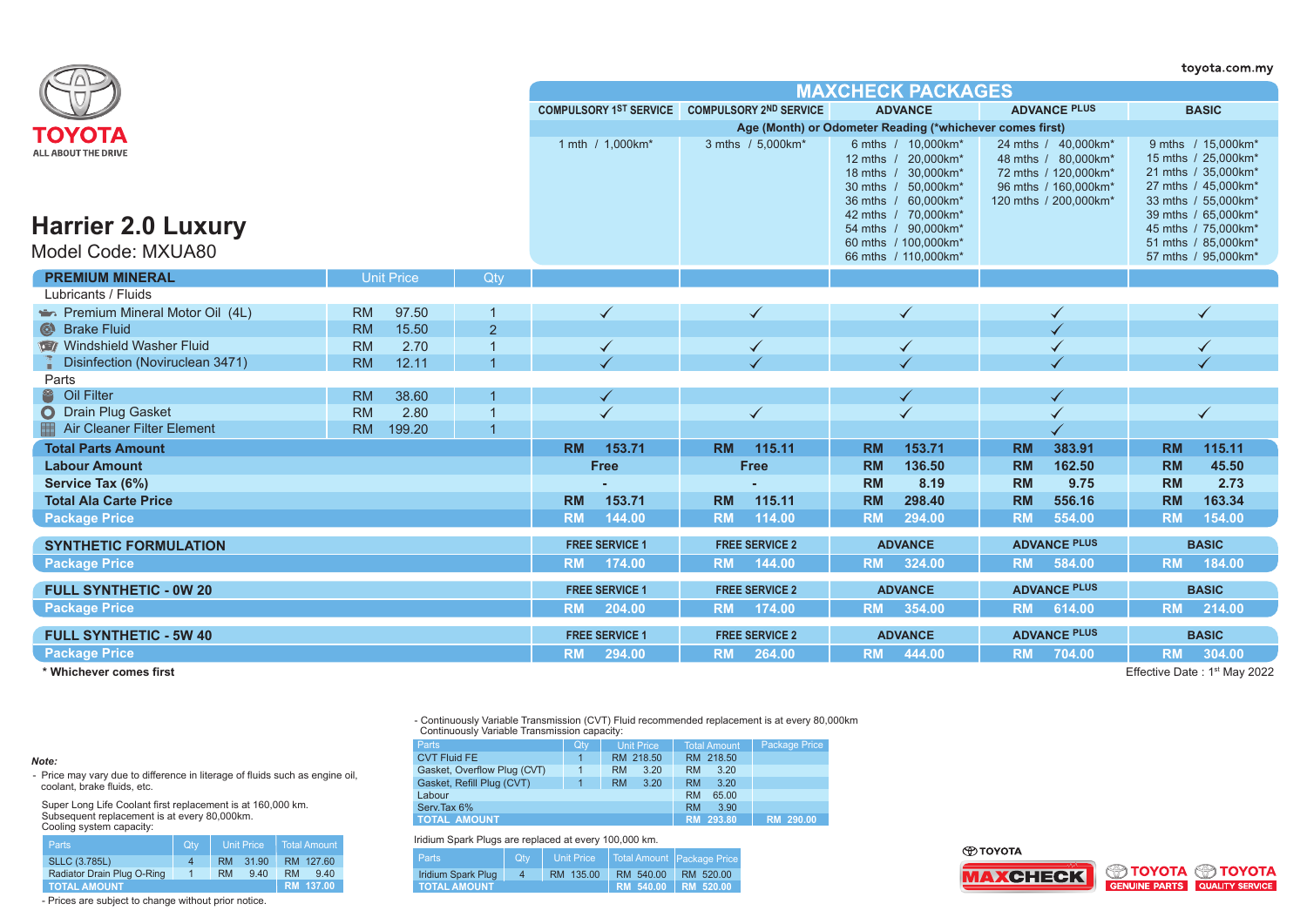toyota.com.my

TOYOTA
ALL ABOUT THE DRIVE

# Harrier 2.0 Luxury

Model Code: MXUA80

## MAXCHECK PACKAGES

| | | | COMPULSORY 1ST SERVICE | COMPULSORY 2ND SERVICE | ADVANCE | ADVANCE PLUS | BASIC |
|---|---|---|---|---|---|---|---|
| | | | Age (Month) or Odometer Reading (*whichever comes first) | | | | |
| | | | 1 mth / 1,000km* | 3 mths / 5,000km* | 6 mths / 10,000km*<br>12 mths / 20,000km*<br>18 mths / 30,000km*<br>30 mths / 50,000km*<br>36 mths / 60,000km*<br>42 mths / 70,000km*<br>54 mths / 90,000km*<br>60 mths / 100,000km*<br>66 mths / 110,000km* | 24 mths / 40,000km*<br>48 mths / 80,000km*<br>72 mths / 120,000km*<br>96 mths / 160,000km*<br>120 mths / 200,000km* | 9 mths / 15,000km*<br>15 mths / 25,000km*<br>21 mths / 35,000km*<br>27 mths / 45,000km*<br>33 mths / 55,000km*<br>39 mths / 65,000km*<br>45 mths / 75,000km*<br>51 mths / 85,000km*<br>57 mths / 95,000km* |
| **PREMIUM MINERAL** | Unit Price | Qty | | | | | |
| Lubricants / Fluids | | | | | | | |
| Premium Mineral Motor Oil (4L) | RM 97.50 | 1 | ✓ | ✓ | ✓ | ✓ | ✓ |
| Brake Fluid | RM 15.50 | 2 | | | | ✓ | |
| Windshield Washer Fluid | RM 2.70 | 1 | ✓ | ✓ | ✓ | ✓ | ✓ |
| Disinfection (Noviruclean 3471) | RM 12.11 | 1 | ✓ | ✓ | ✓ | ✓ | ✓ |
| Parts | | | | | | | |
| Oil Filter | RM 38.60 | 1 | ✓ | | ✓ | ✓ | |
| Drain Plug Gasket | RM 2.80 | 1 | ✓ | ✓ | ✓ | ✓ | ✓ |
| Air Cleaner Filter Element | RM 199.20 | 1 | | | | ✓ | |
| **Total Parts Amount** | | | RM 153.71 | RM 115.11 | RM 153.71 | RM 383.91 | RM 115.11 |
| **Labour Amount** | | | Free | Free | RM 136.50 | RM 162.50 | RM 45.50 |
| **Service Tax (6%)** | | | - | - | RM 8.19 | RM 9.75 | RM 2.73 |
| **Total Ala Carte Price** | | | RM 153.71 | RM 115.11 | RM 298.40 | RM 556.16 | RM 163.34 |
| **Package Price** | | | RM 144.00 | RM 114.00 | RM 294.00 | RM 554.00 | RM 154.00 |

| **SYNTHETIC FORMULATION** | FREE SERVICE 1 | FREE SERVICE 2 | ADVANCE | ADVANCE PLUS | BASIC |
|---|---|---|---|---|---|
| **Package Price** | RM 174.00 | RM 144.00 | RM 324.00 | RM 584.00 | RM 184.00 |

| **FULL SYNTHETIC - 0W 20** | FREE SERVICE 1 | FREE SERVICE 2 | ADVANCE | ADVANCE PLUS | BASIC |
|---|---|---|---|---|---|
| **Package Price** | RM 204.00 | RM 174.00 | RM 354.00 | RM 614.00 | RM 214.00 |

| **FULL SYNTHETIC - 5W 40** | FREE SERVICE 1 | FREE SERVICE 2 | ADVANCE | ADVANCE PLUS | BASIC |
|---|---|---|---|---|---|
| **Package Price** | RM 294.00 | RM 264.00 | RM 444.00 | RM 704.00 | RM 304.00 |

**\* Whichever comes first**

Effective Date : 1st May 2022

*Note:*

- Price may vary due to difference in literage of fluids such as engine oil, coolant, brake fluids, etc.

Super Long Life Coolant first replacement is at 160,000 km.
Subsequent replacement is at every 80,000km.
Cooling system capacity:

| Parts | Qty | Unit Price | Total Amount |
|---|---|---|---|
| SLLC (3.785L) | 4 | RM 31.90 | RM 127.60 |
| Radiator Drain Plug O-Ring | 1 | RM 9.40 | RM 9.40 |
| TOTAL AMOUNT | | | RM 137.00 |

- Prices are subject to change without prior notice.

- Continuously Variable Transmission (CVT) Fluid recommended replacement is at every 80,000km
  Continuously Variable Transmission capacity:

| Parts | Qty | Unit Price | Total Amount | Package Price |
|---|---|---|---|---|
| CVT Fluid FE | 1 | RM 218.50 | RM 218.50 | |
| Gasket, Overflow Plug (CVT) | 1 | RM 3.20 | RM 3.20 | |
| Gasket, Refill Plug (CVT) | 1 | RM 3.20 | RM 3.20 | |
| Labour | | | RM 65.00 | |
| Serv.Tax 6% | | | RM 3.90 | |
| TOTAL AMOUNT | | | RM 293.80 | RM 290.00 |

Iridium Spark Plugs are replaced at every 100,000 km.

| Parts | Qty | Unit Price | Total Amount | Package Price |
|---|---|---|---|---|
| Iridium Spark Plug | 4 | RM 135.00 | RM 540.00 | RM 520.00 |
| TOTAL AMOUNT | | | RM 540.00 | RM 520.00 |

TOYOTA MAXCHECK | TOYOTA GENUINE PARTS | TOYOTA QUALITY SERVICE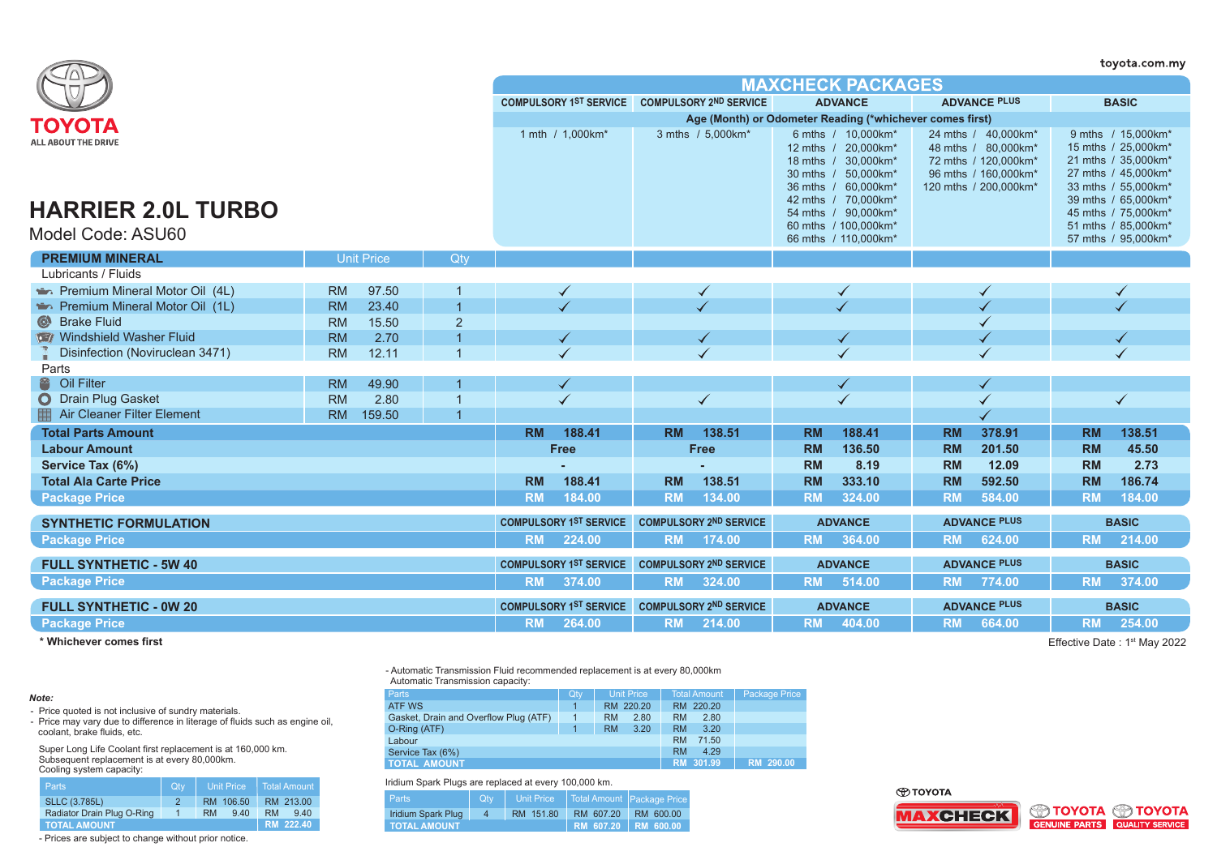toyota.com.my

TOYOTA
ALL ABOUT THE DRIVE

# HARRIER 2.0L TURBO

Model Code: ASU60

## MAXCHECK PACKAGES

| | | | COMPULSORY 1ST SERVICE | COMPULSORY 2ND SERVICE | ADVANCE | ADVANCE PLUS | BASIC |
|---|---|---|---|---|---|---|---|
| | | | Age (Month) or Odometer Reading (*whichever comes first) | | | | |
| | | | 1 mth / 1,000km* | 3 mths / 5,000km* | 6 mths / 10,000km*<br>12 mths / 20,000km*<br>18 mths / 30,000km*<br>30 mths / 50,000km*<br>36 mths / 60,000km*<br>42 mths / 70,000km*<br>54 mths / 90,000km*<br>60 mths / 100,000km*<br>66 mths / 110,000km* | 24 mths / 40,000km*<br>48 mths / 80,000km*<br>72 mths / 120,000km*<br>96 mths / 160,000km*<br>120 mths / 200,000km* | 9 mths / 15,000km*<br>15 mths / 25,000km*<br>21 mths / 35,000km*<br>27 mths / 45,000km*<br>33 mths / 55,000km*<br>39 mths / 65,000km*<br>45 mths / 75,000km*<br>51 mths / 85,000km*<br>57 mths / 95,000km* |
| **PREMIUM MINERAL** | Unit Price | Qty | | | | | |
| Lubricants / Fluids | | | | | | | |
| Premium Mineral Motor Oil (4L) | RM 97.50 | 1 | ✓ | ✓ | ✓ | ✓ | ✓ |
| Premium Mineral Motor Oil (1L) | RM 23.40 | 1 | ✓ | ✓ | ✓ | ✓ | ✓ |
| Brake Fluid | RM 15.50 | 2 | | | | ✓ | |
| Windshield Washer Fluid | RM 2.70 | 1 | ✓ | ✓ | ✓ | ✓ | ✓ |
| Disinfection (Noviruclean 3471) | RM 12.11 | 1 | ✓ | ✓ | ✓ | ✓ | ✓ |
| Parts | | | | | | | |
| Oil Filter | RM 49.90 | 1 | ✓ | | ✓ | ✓ | |
| Drain Plug Gasket | RM 2.80 | 1 | ✓ | ✓ | ✓ | ✓ | ✓ |
| Air Cleaner Filter Element | RM 159.50 | 1 | | | | ✓ | |
| **Total Parts Amount** | | | **RM 188.41** | **RM 138.51** | **RM 188.41** | **RM 378.91** | **RM 138.51** |
| **Labour Amount** | | | **Free** | **Free** | **RM 136.50** | **RM 201.50** | **RM 45.50** |
| **Service Tax (6%)** | | | **-** | **-** | **RM 8.19** | **RM 12.09** | **RM 2.73** |
| **Total Ala Carte Price** | | | **RM 188.41** | **RM 138.51** | **RM 333.10** | **RM 592.50** | **RM 186.74** |
| **Package Price** | | | **RM 184.00** | **RM 134.00** | **RM 324.00** | **RM 584.00** | **RM 184.00** |

| | COMPULSORY 1ST SERVICE | COMPULSORY 2ND SERVICE | ADVANCE | ADVANCE PLUS | BASIC |
|---|---|---|---|---|---|
| **SYNTHETIC FORMULATION** | | | | | |
| **Package Price** | **RM 224.00** | **RM 174.00** | **RM 364.00** | **RM 624.00** | **RM 214.00** |
| **FULL SYNTHETIC - 5W 40** | | | | | |
| **Package Price** | **RM 374.00** | **RM 324.00** | **RM 514.00** | **RM 774.00** | **RM 374.00** |
| **FULL SYNTHETIC - 0W 20** | | | | | |
| **Package Price** | **RM 264.00** | **RM 214.00** | **RM 404.00** | **RM 664.00** | **RM 254.00** |

**\* Whichever comes first**

Effective Date : 1st May 2022

***Note:***

- Price quoted is not inclusive of sundry materials.
- Price may vary due to difference in literage of fluids such as engine oil, coolant, brake fluids, etc.

Super Long Life Coolant first replacement is at 160,000 km.
Subsequent replacement is at every 80,000km.
Cooling system capacity:

| Parts | Qty | Unit Price | Total Amount |
|---|---|---|---|
| SLLC (3.785L) | 2 | RM 106.50 | RM 213.00 |
| Radiator Drain Plug O-Ring | 1 | RM 9.40 | RM 9.40 |
| **TOTAL AMOUNT** | | | **RM 222.40** |

- Prices are subject to change without prior notice.

- Automatic Transmission Fluid recommended replacement is at every 80,000km
  Automatic Transmission capacity:

| Parts | Qty | Unit Price | Total Amount | Package Price |
|---|---|---|---|---|
| ATF WS | 1 | RM 220.20 | RM 220.20 | |
| Gasket, Drain and Overflow Plug (ATF) | 1 | RM 2.80 | RM 2.80 | |
| O-Ring (ATF) | 1 | RM 3.20 | RM 3.20 | |
| Labour | | | RM 71.50 | |
| Service Tax (6%) | | | RM 4.29 | |
| **TOTAL AMOUNT** | | | **RM 301.99** | **RM 290.00** |

Iridium Spark Plugs are replaced at every 100,000 km.

| Parts | Qty | Unit Price | Total Amount | Package Price |
|---|---|---|---|---|
| Iridium Spark Plug | 4 | RM 151.80 | RM 607.20 | RM 600.00 |
| **TOTAL AMOUNT** | | | **RM 607.20** | **RM 600.00** |

TOYOTA MAXCHECK · TOYOTA GENUINE PARTS · TOYOTA QUALITY SERVICE